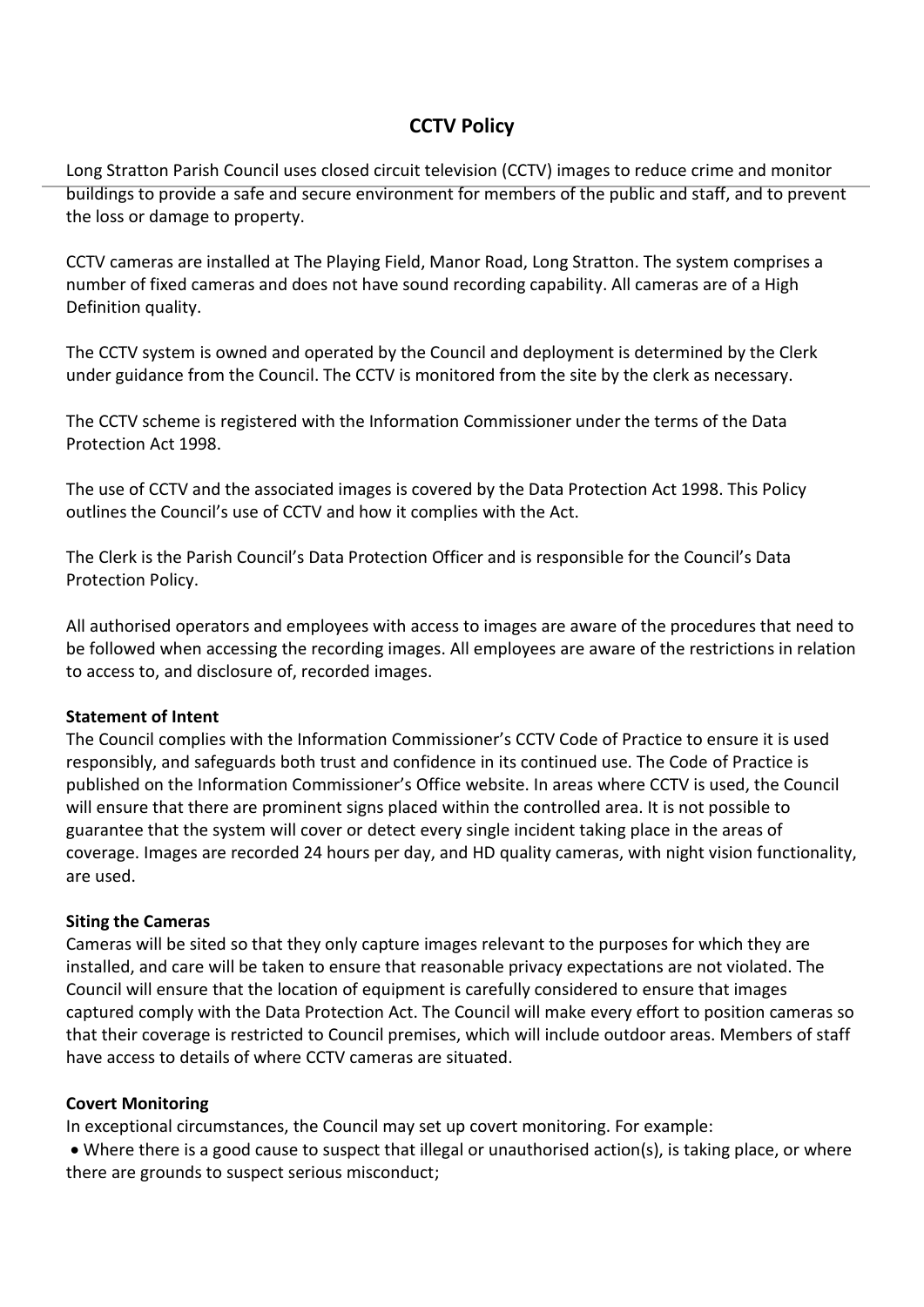# CCTV Policy

Long Stratton Parish Council uses closed circuit television (CCTV) images to reduce crime and monitor buildings to provide a safe and secure environment for members of the public and staff, and to prevent the loss or damage to property.

CCTV cameras are installed at The Playing Field, Manor Road, Long Stratton. The system comprises a number of fixed cameras and does not have sound recording capability. All cameras are of a High Definition quality.

The CCTV system is owned and operated by the Council and deployment is determined by the Clerk under guidance from the Council. The CCTV is monitored from the site by the clerk as necessary.

The CCTV scheme is registered with the Information Commissioner under the terms of the Data Protection Act 1998.

The use of CCTV and the associated images is covered by the Data Protection Act 1998. This Policy outlines the Council's use of CCTV and how it complies with the Act.

The Clerk is the Parish Council's Data Protection Officer and is responsible for the Council's Data Protection Policy.

All authorised operators and employees with access to images are aware of the procedures that need to be followed when accessing the recording images. All employees are aware of the restrictions in relation to access to, and disclosure of, recorded images.

**Statement of Intent**

The Council complies with the Information Commissioner's CCTV Code of Practice to ensure it is used responsibly, and safeguards both trust and confidence in its continued use. The Code of Practice is published on the Information Commissioner's Office website. In areas where CCTV is used, the Council will ensure that there are prominent signs placed within the controlled area. It is not possible to guarantee that the system will cover or detect every single incident taking place in the areas of coverage. Images are recorded 24 hours per day, and HD quality cameras, with night vision functionality, are used.

**Siting the Cameras**

Cameras will be sited so that they only capture images relevant to the purposes for which they are installed, and care will be taken to ensure that reasonable privacy expectations are not violated. The Council will ensure that the location of equipment is carefully considered to ensure that images captured comply with the Data Protection Act. The Council will make every effort to position cameras so that their coverage is restricted to Council premises, which will include outdoor areas. Members of staff have access to details of where CCTV cameras are situated.

**Covert Monitoring**

In exceptional circumstances, the Council may set up covert monitoring. For example:

- Where there is a good cause to suspect that illegal or unauthorised action(s), is taking place, or where there are grounds to suspect serious misconduct;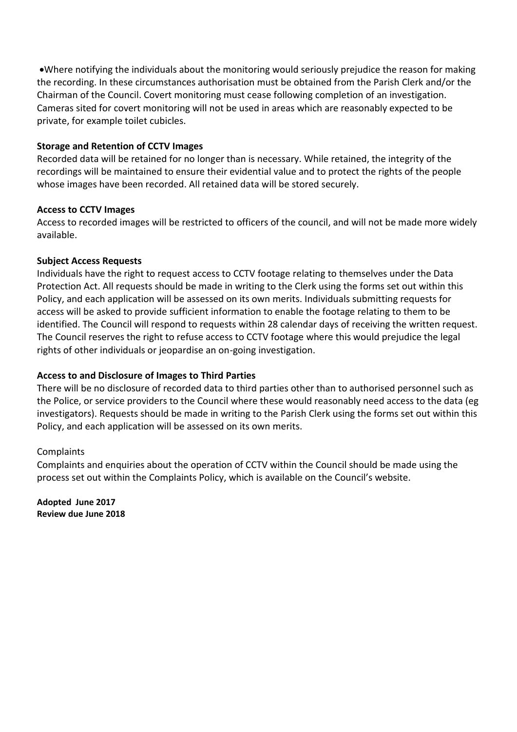- Where notifying the individuals about the monitoring would seriously prejudice the reason for making the recording. In these circumstances authorisation must be obtained from the Parish Clerk and/or the Chairman of the Council. Covert monitoring must cease following completion of an investigation. Cameras sited for covert monitoring will not be used in areas which are reasonably expected to be private, for example toilet cubicles.

**Storage and Retention of CCTV Images**

Recorded data will be retained for no longer than is necessary. While retained, the integrity of the recordings will be maintained to ensure their evidential value and to protect the rights of the people whose images have been recorded. All retained data will be stored securely.

**Access to CCTV Images**

Access to recorded images will be restricted to officers of the council, and will not be made more widely available.

**Subject Access Requests**

Individuals have the right to request access to CCTV footage relating to themselves under the Data Protection Act. All requests should be made in writing to the Clerk using the forms set out within this Policy, and each application will be assessed on its own merits. Individuals submitting requests for access will be asked to provide sufficient information to enable the footage relating to them to be identified. The Council will respond to requests within 28 calendar days of receiving the written request. The Council reserves the right to refuse access to CCTV footage where this would prejudice the legal rights of other individuals or jeopardise an on-going investigation.

**Access to and Disclosure of Images to Third Parties**

There will be no disclosure of recorded data to third parties other than to authorised personnel such as the Police, or service providers to the Council where these would reasonably need access to the data (eg investigators). Requests should be made in writing to the Parish Clerk using the forms set out within this Policy, and each application will be assessed on its own merits.

Complaints

Complaints and enquiries about the operation of CCTV within the Council should be made using the process set out within the Complaints Policy, which is available on the Council's website.

**Adopted June 2017**
**Review due June 2018**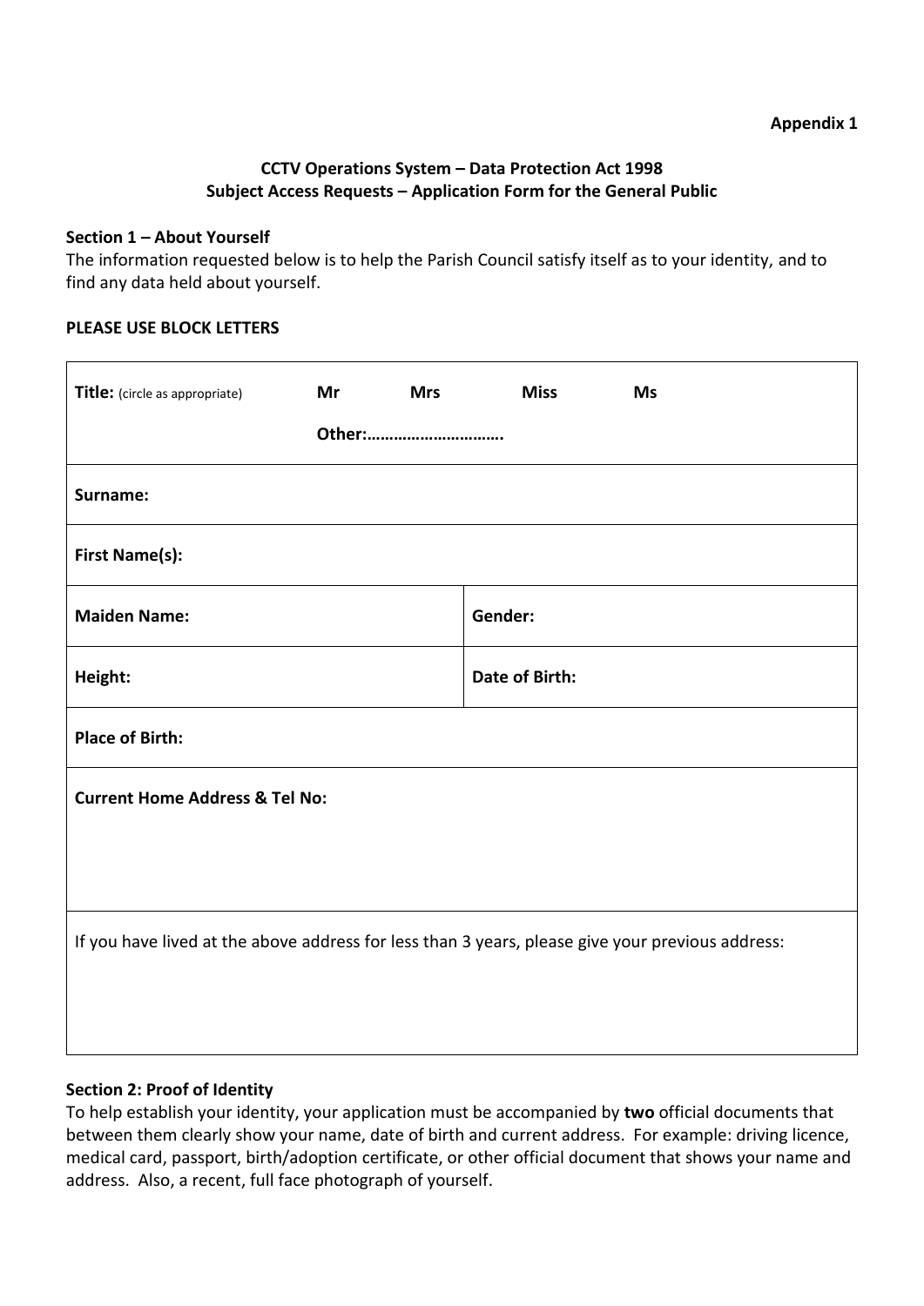**Appendix 1**

**CCTV Operations System – Data Protection Act 1998**
**Subject Access Requests – Application Form for the General Public**

**Section 1 – About Yourself**

The information requested below is to help the Parish Council satisfy itself as to your identity, and to find any data held about yourself.

**PLEASE USE BLOCK LETTERS**

| | |
|---|---|
| **Title:** (circle as appropriate) **Mr** **Mrs** **Miss** **Ms** **Other:………………………….** | |
| **Surname:** | |
| **First Name(s):** | |
| **Maiden Name:** | **Gender:** |
| **Height:** | **Date of Birth:** |
| **Place of Birth:** | |
| **Current Home Address & Tel No:** | |
| If you have lived at the above address for less than 3 years, please give your previous address: | |

**Section 2: Proof of Identity**

To help establish your identity, your application must be accompanied by **two** official documents that between them clearly show your name, date of birth and current address. For example: driving licence, medical card, passport, birth/adoption certificate, or other official document that shows your name and address. Also, a recent, full face photograph of yourself.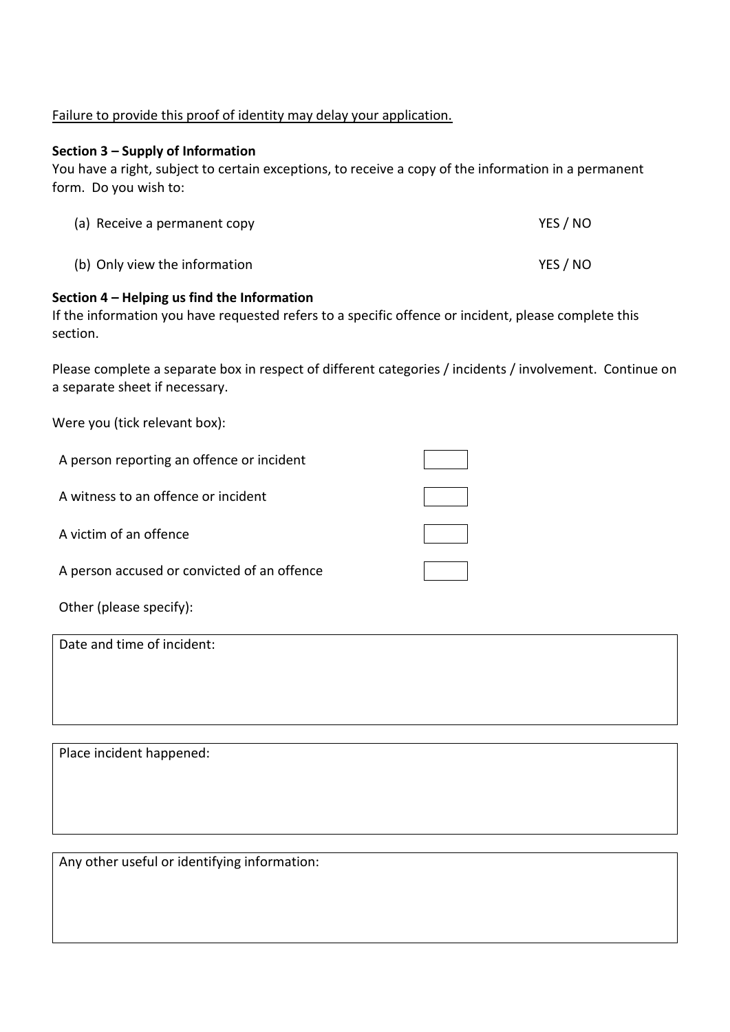Failure to provide this proof of identity may delay your application.

**Section 3 – Supply of Information**

You have a right, subject to certain exceptions, to receive a copy of the information in a permanent form. Do you wish to:

| | |
|---|---|
| (a) Receive a permanent copy | YES / NO |
| (b) Only view the information | YES / NO |

**Section 4 – Helping us find the Information**

If the information you have requested refers to a specific offence or incident, please complete this section.

Please complete a separate box in respect of different categories / incidents / involvement. Continue on a separate sheet if necessary.

Were you (tick relevant box):

| | |
|---|---|
| A person reporting an offence or incident | ☐ |
| A witness to an offence or incident | ☐ |
| A victim of an offence | ☐ |
| A person accused or convicted of an offence | ☐ |

Other (please specify):

| Date and time of incident: |
|---|
| |

| Place incident happened: |
|---|
| |

| Any other useful or identifying information: |
|---|
| |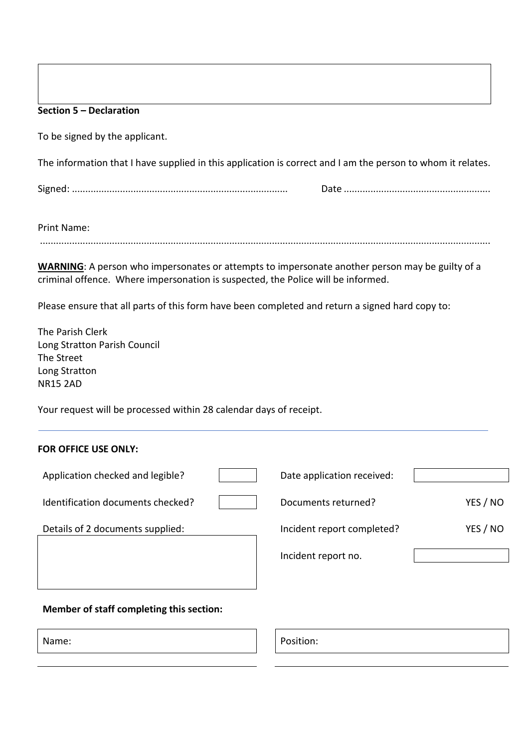**Section 5 – Declaration**

To be signed by the applicant.

The information that I have supplied in this application is correct and I am the person to whom it relates.

Signed: ................................................................................ Date ......................................................

Print Name:
.......................................................................................................................................................

**WARNING**: A person who impersonates or attempts to impersonate another person may be guilty of a criminal offence. Where impersonation is suspected, the Police will be informed.

Please ensure that all parts of this form have been completed and return a signed hard copy to:

The Parish Clerk
Long Stratton Parish Council
The Street
Long Stratton
NR15 2AD

Your request will be processed within 28 calendar days of receipt.

---

**FOR OFFICE USE ONLY:**

| | | | |
|---|---|---|---|
| Application checked and legible? | | Date application received: | |
| Identification documents checked? | | Documents returned? | YES / NO |
| Details of 2 documents supplied: | | Incident report completed? | YES / NO |
| | | Incident report no. | |

**Member of staff completing this section:**

| Name: | Position: |
|---|---|
| | |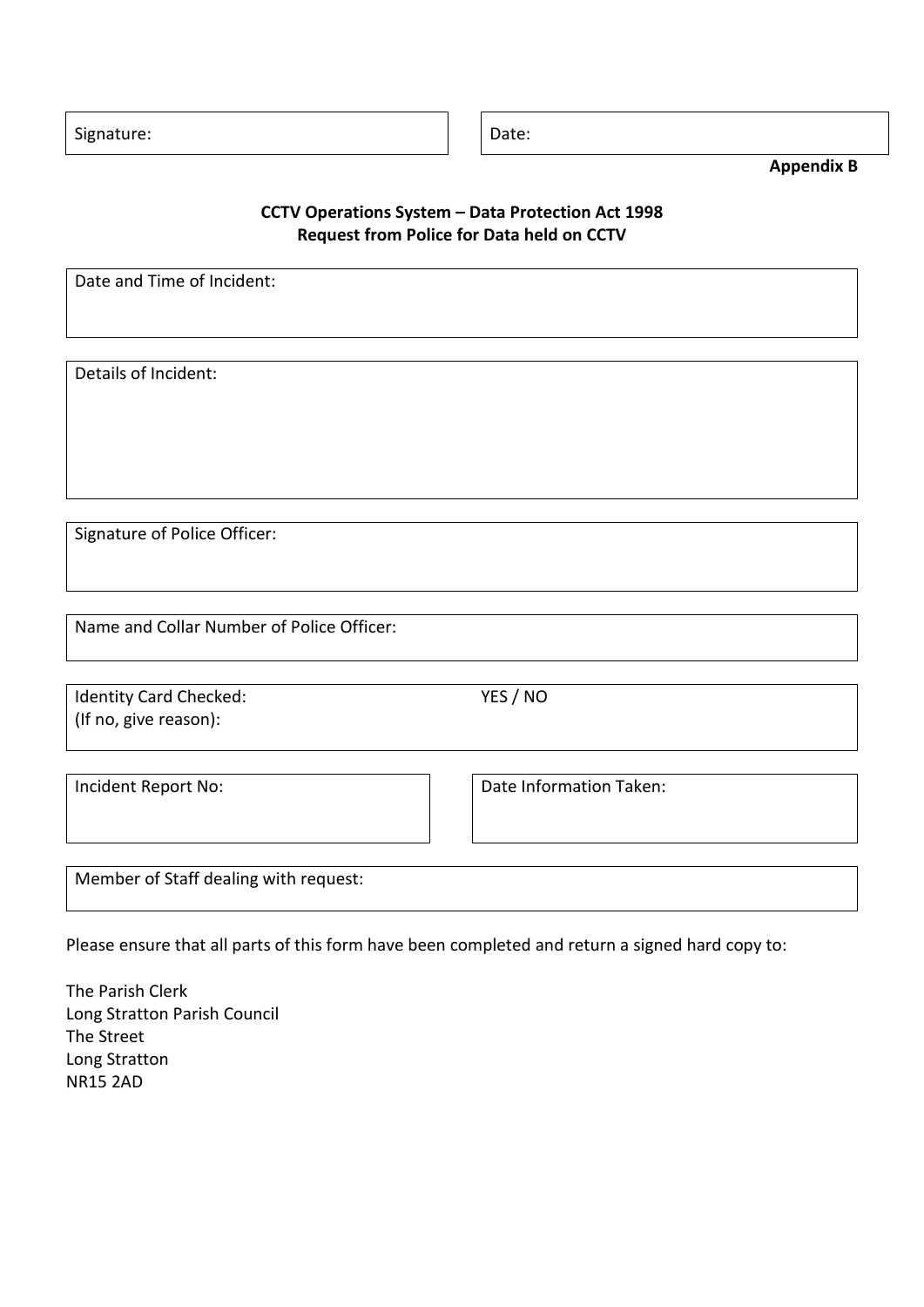| Signature: | Date: |
|---|---|

**Appendix B**

**CCTV Operations System – Data Protection Act 1998**
**Request from Police for Data held on CCTV**

Date and Time of Incident:

Details of Incident:

Signature of Police Officer:

Name and Collar Number of Police Officer:

Identity Card Checked: YES / NO
(If no, give reason):

| Incident Report No: | Date Information Taken: |
|---|---|

Member of Staff dealing with request:

Please ensure that all parts of this form have been completed and return a signed hard copy to:

The Parish Clerk
Long Stratton Parish Council
The Street
Long Stratton
NR15 2AD